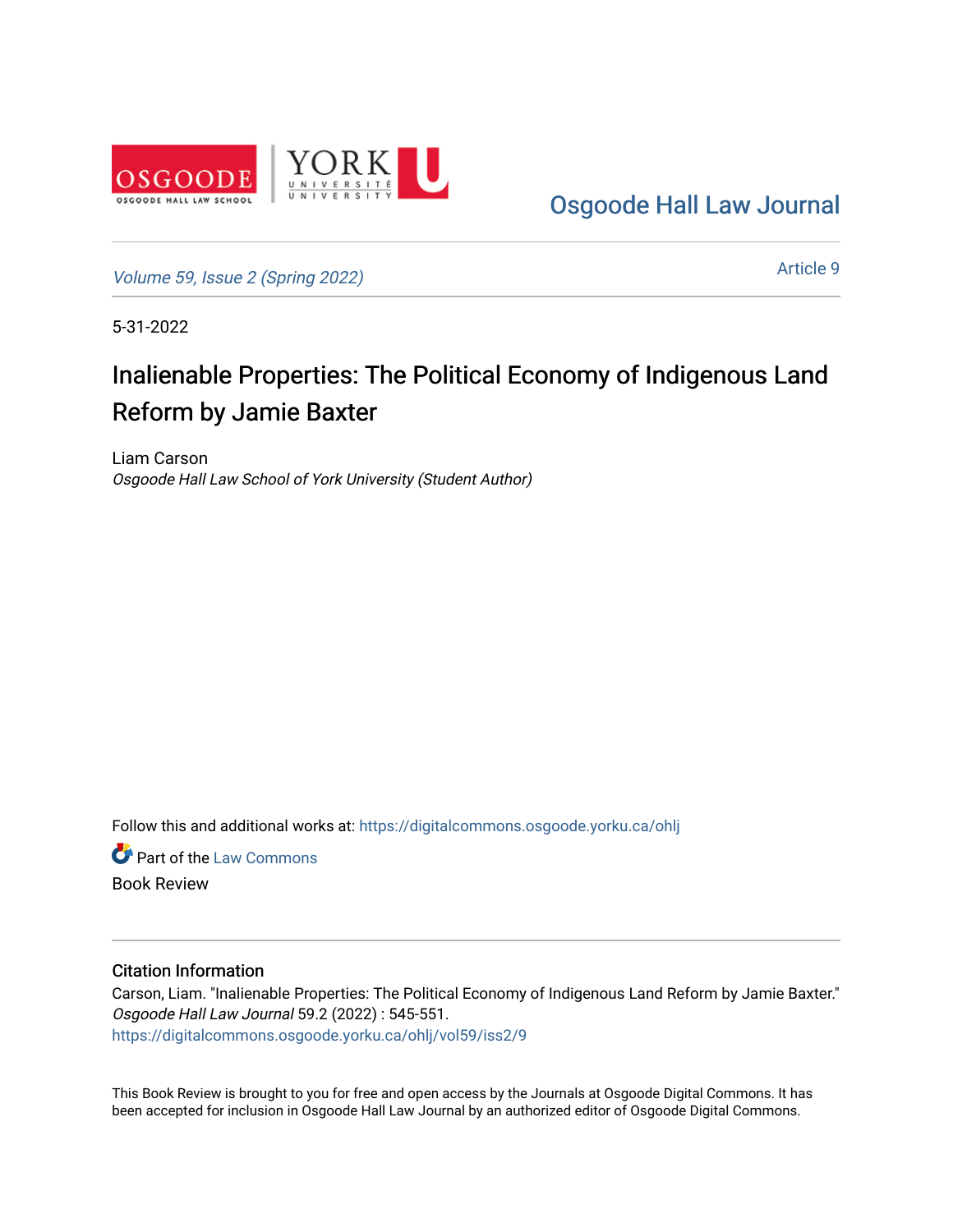Osgoode Hall Law Journal

Volume 59, Issue 2 (Spring 2022) Article 9

5-31-2022

# Inalienable Properties: The Political Economy of Indigenous Land Reform by Jamie Baxter

Liam Carson
*Osgoode Hall Law School of York University (Student Author)*

Follow this and additional works at: https://digitalcommons.osgoode.yorku.ca/ohlj

Part of the Law Commons
Book Review

### Citation Information

Carson, Liam. "Inalienable Properties: The Political Economy of Indigenous Land Reform by Jamie Baxter." *Osgoode Hall Law Journal* 59.2 (2022) : 545-551.
https://digitalcommons.osgoode.yorku.ca/ohlj/vol59/iss2/9

This Book Review is brought to you for free and open access by the Journals at Osgoode Digital Commons. It has been accepted for inclusion in Osgoode Hall Law Journal by an authorized editor of Osgoode Digital Commons.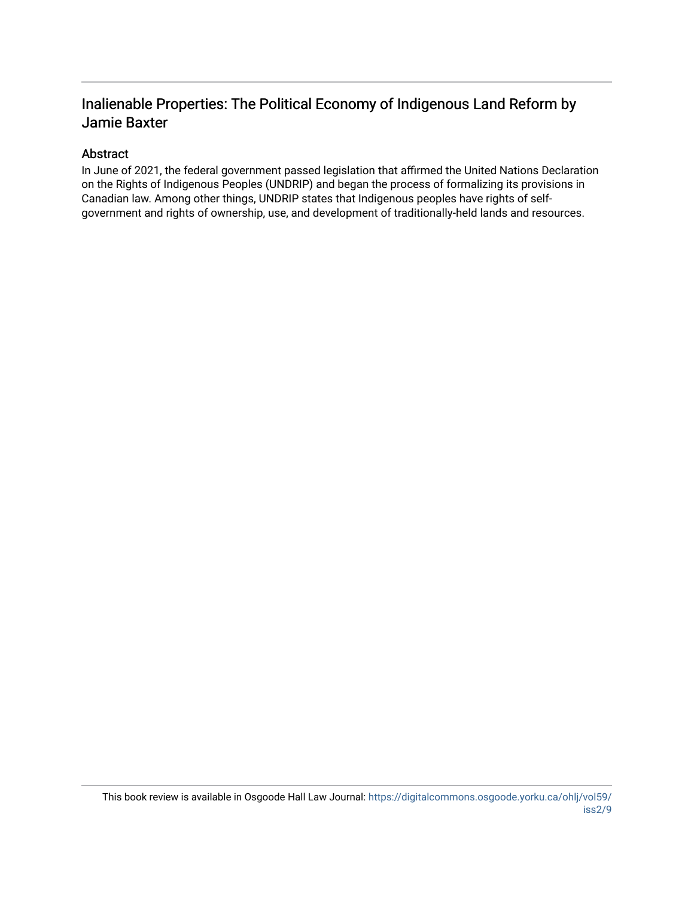## Inalienable Properties: The Political Economy of Indigenous Land Reform by Jamie Baxter

### Abstract

In June of 2021, the federal government passed legislation that affirmed the United Nations Declaration on the Rights of Indigenous Peoples (UNDRIP) and began the process of formalizing its provisions in Canadian law. Among other things, UNDRIP states that Indigenous peoples have rights of self-government and rights of ownership, use, and development of traditionally-held lands and resources.

This book review is available in Osgoode Hall Law Journal: https://digitalcommons.osgoode.yorku.ca/ohlj/vol59/iss2/9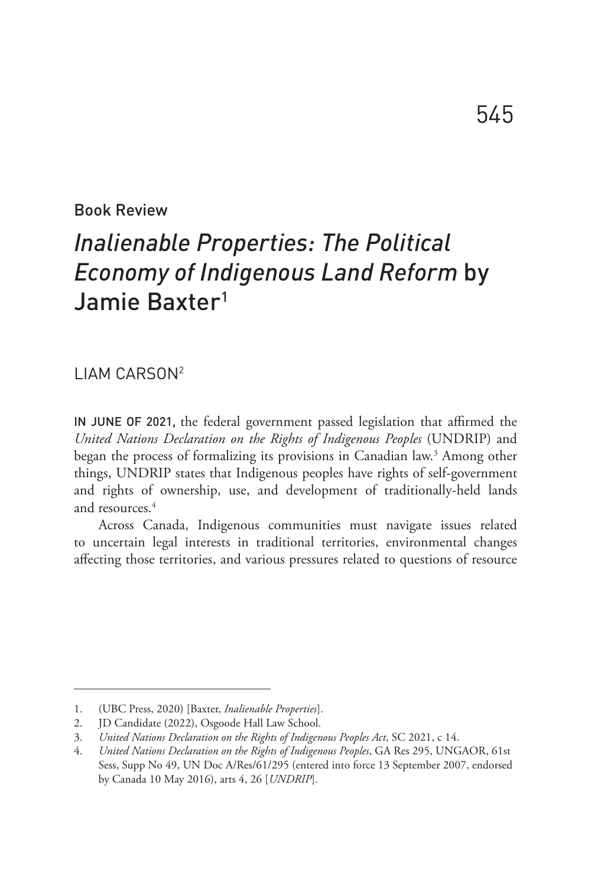Book Review

# *Inalienable Properties: The Political Economy of Indigenous Land Reform* by Jamie Baxter[1]

LIAM CARSON[2]

IN JUNE OF 2021, the federal government passed legislation that affirmed the *United Nations Declaration on the Rights of Indigenous Peoples* (UNDRIP) and began the process of formalizing its provisions in Canadian law.[3] Among other things, UNDRIP states that Indigenous peoples have rights of self-government and rights of ownership, use, and development of traditionally-held lands and resources.[4]

Across Canada, Indigenous communities must navigate issues related to uncertain legal interests in traditional territories, environmental changes affecting those territories, and various pressures related to questions of resource

---

1. (UBC Press, 2020) [Baxter, *Inalienable Properties*].
2. JD Candidate (2022), Osgoode Hall Law School.
3. *United Nations Declaration on the Rights of Indigenous Peoples Act*, SC 2021, c 14.
4. *United Nations Declaration on the Rights of Indigenous Peoples*, GA Res 295, UNGAOR, 61st Sess, Supp No 49, UN Doc A/Res/61/295 (entered into force 13 September 2007, endorsed by Canada 10 May 2016), arts 4, 26 [*UNDRIP*].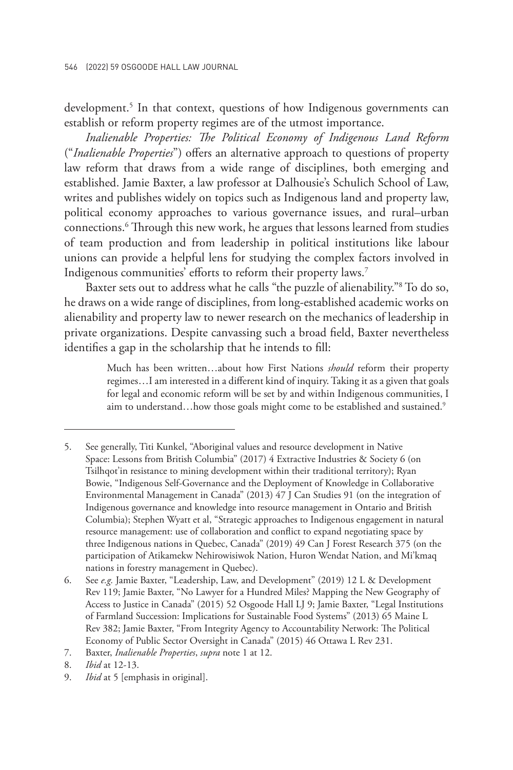development.[5] In that context, questions of how Indigenous governments can establish or reform property regimes are of the utmost importance.

*Inalienable Properties: The Political Economy of Indigenous Land Reform* ("*Inalienable Properties*") offers an alternative approach to questions of property law reform that draws from a wide range of disciplines, both emerging and established. Jamie Baxter, a law professor at Dalhousie's Schulich School of Law, writes and publishes widely on topics such as Indigenous land and property law, political economy approaches to various governance issues, and rural–urban connections.[6] Through this new work, he argues that lessons learned from studies of team production and from leadership in political institutions like labour unions can provide a helpful lens for studying the complex factors involved in Indigenous communities' efforts to reform their property laws.[7]

Baxter sets out to address what he calls "the puzzle of alienability."[8] To do so, he draws on a wide range of disciplines, from long-established academic works on alienability and property law to newer research on the mechanics of leadership in private organizations. Despite canvassing such a broad field, Baxter nevertheless identifies a gap in the scholarship that he intends to fill:

> Much has been written…about how First Nations *should* reform their property regimes…I am interested in a different kind of inquiry. Taking it as a given that goals for legal and economic reform will be set by and within Indigenous communities, I aim to understand…how those goals might come to be established and sustained.[9]

---

5. See generally, Titi Kunkel, "Aboriginal values and resource development in Native Space: Lessons from British Columbia" (2017) 4 Extractive Industries & Society 6 (on Tsilhqot'in resistance to mining development within their traditional territory); Ryan Bowie, "Indigenous Self-Governance and the Deployment of Knowledge in Collaborative Environmental Management in Canada" (2013) 47 J Can Studies 91 (on the integration of Indigenous governance and knowledge into resource management in Ontario and British Columbia); Stephen Wyatt et al, "Strategic approaches to Indigenous engagement in natural resource management: use of collaboration and conflict to expand negotiating space by three Indigenous nations in Quebec, Canada" (2019) 49 Can J Forest Research 375 (on the participation of Atikamekw Nehirowisiwok Nation, Huron Wendat Nation, and Mi'kmaq nations in forestry management in Quebec).
6. See *e.g.* Jamie Baxter, "Leadership, Law, and Development" (2019) 12 L & Development Rev 119; Jamie Baxter, "No Lawyer for a Hundred Miles? Mapping the New Geography of Access to Justice in Canada" (2015) 52 Osgoode Hall LJ 9; Jamie Baxter, "Legal Institutions of Farmland Succession: Implications for Sustainable Food Systems" (2013) 65 Maine L Rev 382; Jamie Baxter, "From Integrity Agency to Accountability Network: The Political Economy of Public Sector Oversight in Canada" (2015) 46 Ottawa L Rev 231.
7. Baxter, *Inalienable Properties*, *supra* note 1 at 12.
8. *Ibid* at 12-13.
9. *Ibid* at 5 [emphasis in original].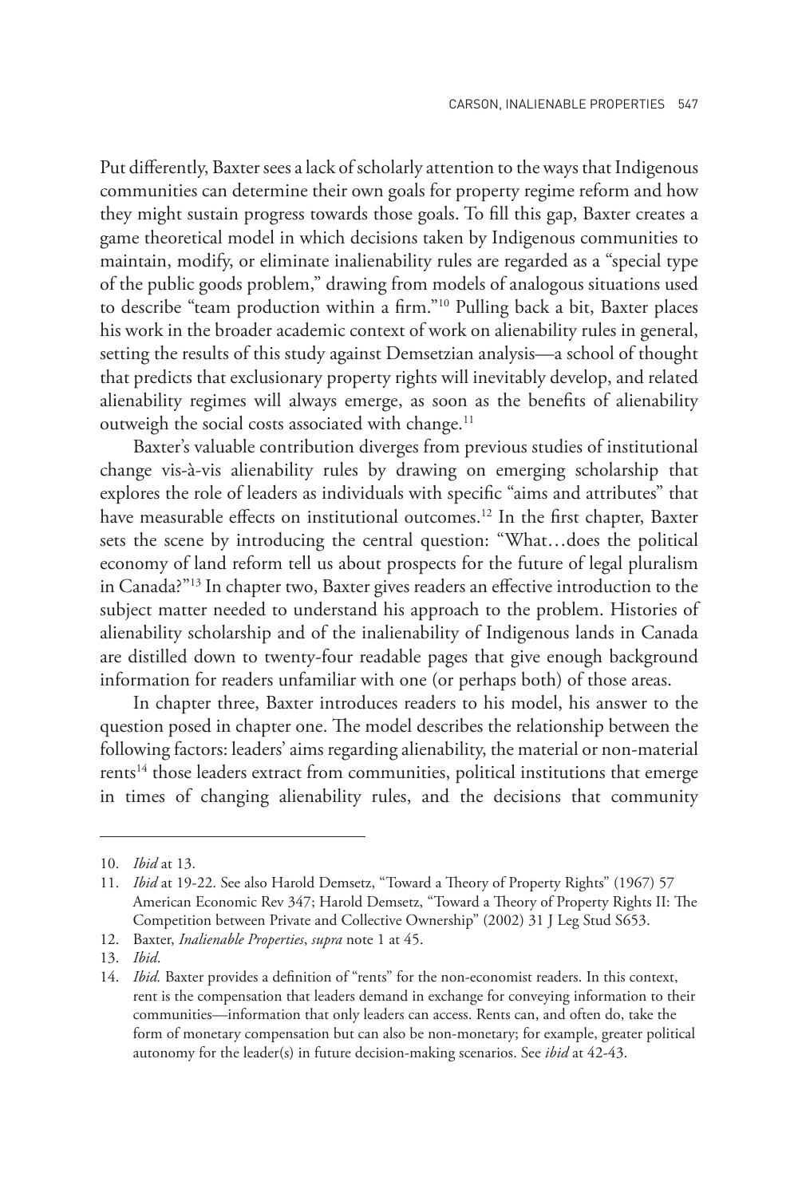Put differently, Baxter sees a lack of scholarly attention to the ways that Indigenous communities can determine their own goals for property regime reform and how they might sustain progress towards those goals. To fill this gap, Baxter creates a game theoretical model in which decisions taken by Indigenous communities to maintain, modify, or eliminate inalienability rules are regarded as a "special type of the public goods problem," drawing from models of analogous situations used to describe "team production within a firm."[10] Pulling back a bit, Baxter places his work in the broader academic context of work on alienability rules in general, setting the results of this study against Demsetzian analysis—a school of thought that predicts that exclusionary property rights will inevitably develop, and related alienability regimes will always emerge, as soon as the benefits of alienability outweigh the social costs associated with change.[11]

Baxter's valuable contribution diverges from previous studies of institutional change vis-à-vis alienability rules by drawing on emerging scholarship that explores the role of leaders as individuals with specific "aims and attributes" that have measurable effects on institutional outcomes.[12] In the first chapter, Baxter sets the scene by introducing the central question: "What…does the political economy of land reform tell us about prospects for the future of legal pluralism in Canada?"[13] In chapter two, Baxter gives readers an effective introduction to the subject matter needed to understand his approach to the problem. Histories of alienability scholarship and of the inalienability of Indigenous lands in Canada are distilled down to twenty-four readable pages that give enough background information for readers unfamiliar with one (or perhaps both) of those areas.

In chapter three, Baxter introduces readers to his model, his answer to the question posed in chapter one. The model describes the relationship between the following factors: leaders' aims regarding alienability, the material or non-material rents[14] those leaders extract from communities, political institutions that emerge in times of changing alienability rules, and the decisions that community

---

10. *Ibid* at 13.
11. *Ibid* at 19-22. See also Harold Demsetz, "Toward a Theory of Property Rights" (1967) 57 American Economic Rev 347; Harold Demsetz, "Toward a Theory of Property Rights II: The Competition between Private and Collective Ownership" (2002) 31 J Leg Stud S653.
12. Baxter, *Inalienable Properties*, *supra* note 1 at 45.
13. *Ibid*.
14. *Ibid.* Baxter provides a definition of "rents" for the non-economist readers. In this context, rent is the compensation that leaders demand in exchange for conveying information to their communities—information that only leaders can access. Rents can, and often do, take the form of monetary compensation but can also be non-monetary; for example, greater political autonomy for the leader(s) in future decision-making scenarios. See *ibid* at 42-43.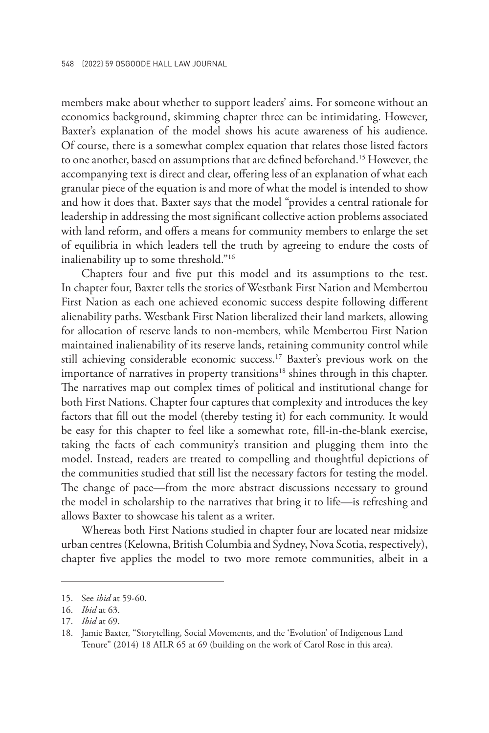members make about whether to support leaders' aims. For someone without an economics background, skimming chapter three can be intimidating. However, Baxter's explanation of the model shows his acute awareness of his audience. Of course, there is a somewhat complex equation that relates those listed factors to one another, based on assumptions that are defined beforehand.[15] However, the accompanying text is direct and clear, offering less of an explanation of what each granular piece of the equation is and more of what the model is intended to show and how it does that. Baxter says that the model "provides a central rationale for leadership in addressing the most significant collective action problems associated with land reform, and offers a means for community members to enlarge the set of equilibria in which leaders tell the truth by agreeing to endure the costs of inalienability up to some threshold."[16]

Chapters four and five put this model and its assumptions to the test. In chapter four, Baxter tells the stories of Westbank First Nation and Membertou First Nation as each one achieved economic success despite following different alienability paths. Westbank First Nation liberalized their land markets, allowing for allocation of reserve lands to non-members, while Membertou First Nation maintained inalienability of its reserve lands, retaining community control while still achieving considerable economic success.[17] Baxter's previous work on the importance of narratives in property transitions[18] shines through in this chapter. The narratives map out complex times of political and institutional change for both First Nations. Chapter four captures that complexity and introduces the key factors that fill out the model (thereby testing it) for each community. It would be easy for this chapter to feel like a somewhat rote, fill-in-the-blank exercise, taking the facts of each community's transition and plugging them into the model. Instead, readers are treated to compelling and thoughtful depictions of the communities studied that still list the necessary factors for testing the model. The change of pace—from the more abstract discussions necessary to ground the model in scholarship to the narratives that bring it to life—is refreshing and allows Baxter to showcase his talent as a writer.

Whereas both First Nations studied in chapter four are located near midsize urban centres (Kelowna, British Columbia and Sydney, Nova Scotia, respectively), chapter five applies the model to two more remote communities, albeit in a

---

15. See *ibid* at 59-60.
16. *Ibid* at 63.
17. *Ibid* at 69.
18. Jamie Baxter, "Storytelling, Social Movements, and the 'Evolution' of Indigenous Land Tenure" (2014) 18 AILR 65 at 69 (building on the work of Carol Rose in this area).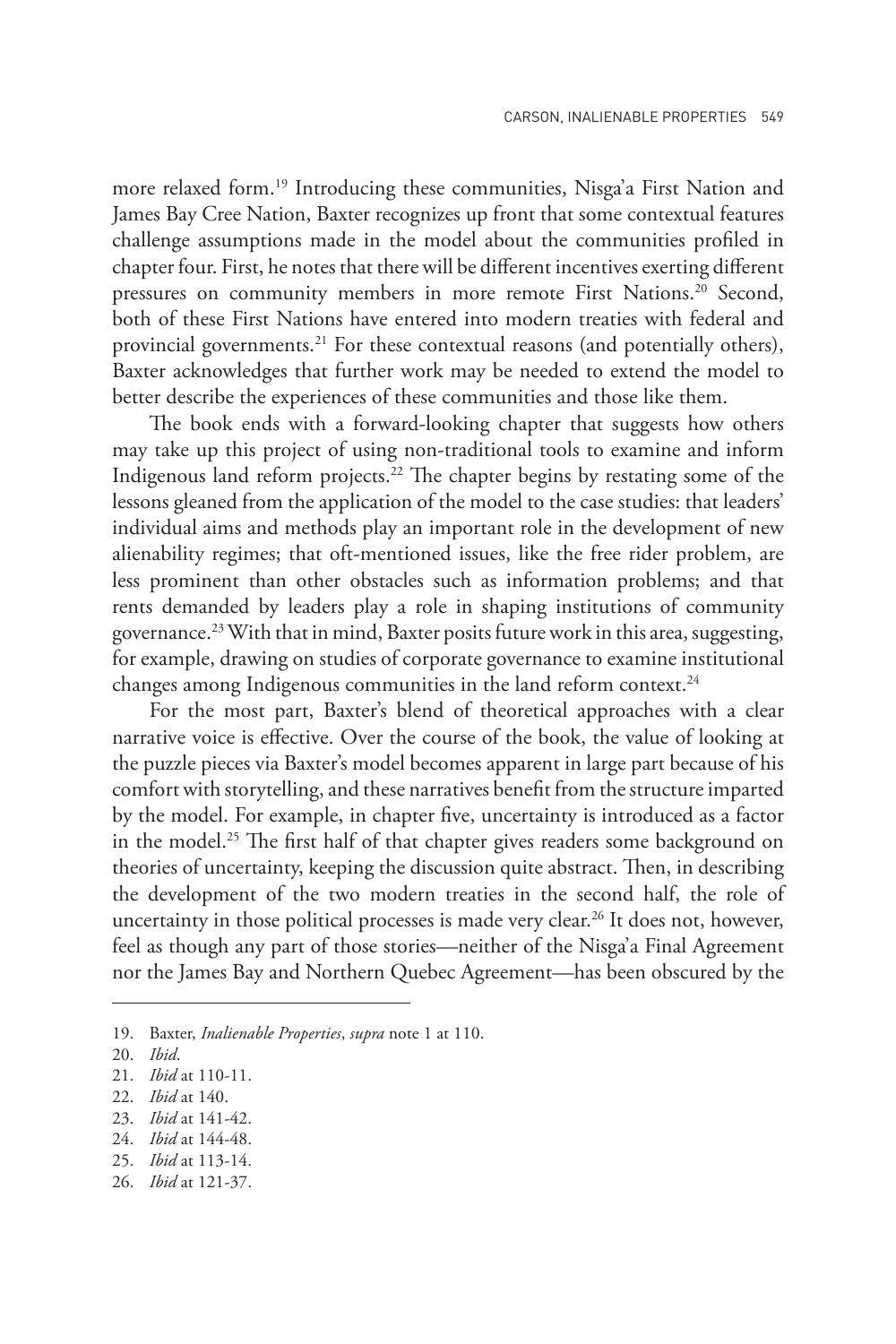more relaxed form.[19] Introducing these communities, Nisga'a First Nation and James Bay Cree Nation, Baxter recognizes up front that some contextual features challenge assumptions made in the model about the communities profiled in chapter four. First, he notes that there will be different incentives exerting different pressures on community members in more remote First Nations.[20] Second, both of these First Nations have entered into modern treaties with federal and provincial governments.[21] For these contextual reasons (and potentially others), Baxter acknowledges that further work may be needed to extend the model to better describe the experiences of these communities and those like them.

The book ends with a forward-looking chapter that suggests how others may take up this project of using non-traditional tools to examine and inform Indigenous land reform projects.[22] The chapter begins by restating some of the lessons gleaned from the application of the model to the case studies: that leaders' individual aims and methods play an important role in the development of new alienability regimes; that oft-mentioned issues, like the free rider problem, are less prominent than other obstacles such as information problems; and that rents demanded by leaders play a role in shaping institutions of community governance.[23] With that in mind, Baxter posits future work in this area, suggesting, for example, drawing on studies of corporate governance to examine institutional changes among Indigenous communities in the land reform context.[24]

For the most part, Baxter's blend of theoretical approaches with a clear narrative voice is effective. Over the course of the book, the value of looking at the puzzle pieces via Baxter's model becomes apparent in large part because of his comfort with storytelling, and these narratives benefit from the structure imparted by the model. For example, in chapter five, uncertainty is introduced as a factor in the model.[25] The first half of that chapter gives readers some background on theories of uncertainty, keeping the discussion quite abstract. Then, in describing the development of the two modern treaties in the second half, the role of uncertainty in those political processes is made very clear.[26] It does not, however, feel as though any part of those stories—neither of the Nisga'a Final Agreement nor the James Bay and Northern Quebec Agreement—has been obscured by the

---

19. Baxter, *Inalienable Properties*, *supra* note 1 at 110.
20. *Ibid*.
21. *Ibid* at 110-11.
22. *Ibid* at 140.
23. *Ibid* at 141-42.
24. *Ibid* at 144-48.
25. *Ibid* at 113-14.
26. *Ibid* at 121-37.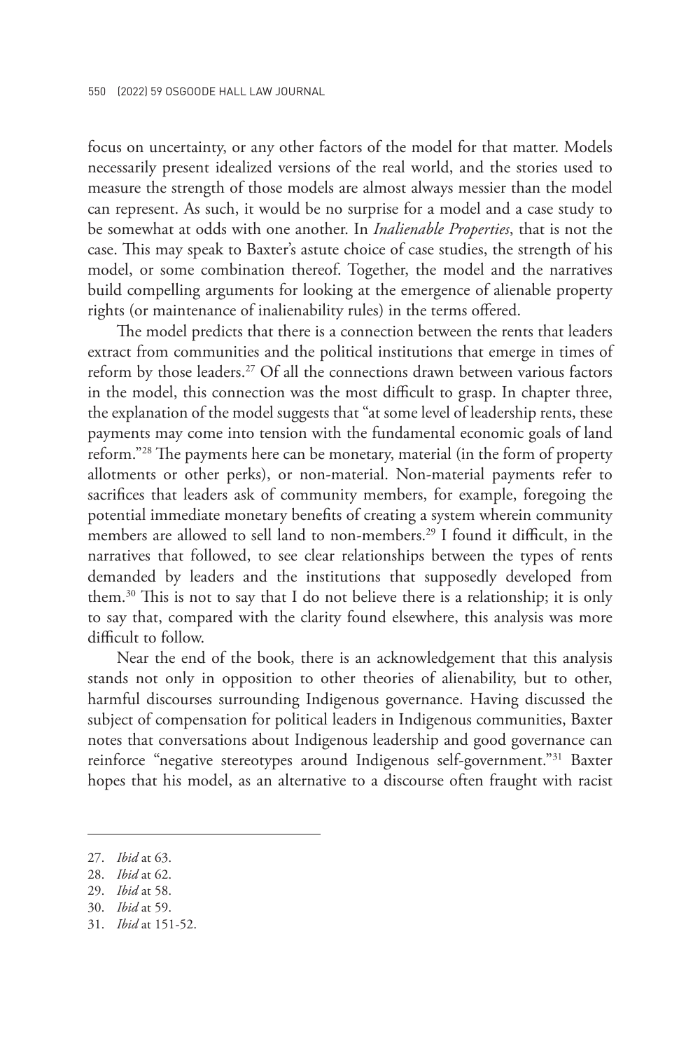focus on uncertainty, or any other factors of the model for that matter. Models necessarily present idealized versions of the real world, and the stories used to measure the strength of those models are almost always messier than the model can represent. As such, it would be no surprise for a model and a case study to be somewhat at odds with one another. In *Inalienable Properties*, that is not the case. This may speak to Baxter's astute choice of case studies, the strength of his model, or some combination thereof. Together, the model and the narratives build compelling arguments for looking at the emergence of alienable property rights (or maintenance of inalienability rules) in the terms offered.

The model predicts that there is a connection between the rents that leaders extract from communities and the political institutions that emerge in times of reform by those leaders.[27] Of all the connections drawn between various factors in the model, this connection was the most difficult to grasp. In chapter three, the explanation of the model suggests that "at some level of leadership rents, these payments may come into tension with the fundamental economic goals of land reform."[28] The payments here can be monetary, material (in the form of property allotments or other perks), or non-material. Non-material payments refer to sacrifices that leaders ask of community members, for example, foregoing the potential immediate monetary benefits of creating a system wherein community members are allowed to sell land to non-members.[29] I found it difficult, in the narratives that followed, to see clear relationships between the types of rents demanded by leaders and the institutions that supposedly developed from them.[30] This is not to say that I do not believe there is a relationship; it is only to say that, compared with the clarity found elsewhere, this analysis was more difficult to follow.

Near the end of the book, there is an acknowledgement that this analysis stands not only in opposition to other theories of alienability, but to other, harmful discourses surrounding Indigenous governance. Having discussed the subject of compensation for political leaders in Indigenous communities, Baxter notes that conversations about Indigenous leadership and good governance can reinforce "negative stereotypes around Indigenous self-government."[31] Baxter hopes that his model, as an alternative to a discourse often fraught with racist

---

27. *Ibid* at 63.
28. *Ibid* at 62.
29. *Ibid* at 58.
30. *Ibid* at 59.
31. *Ibid* at 151-52.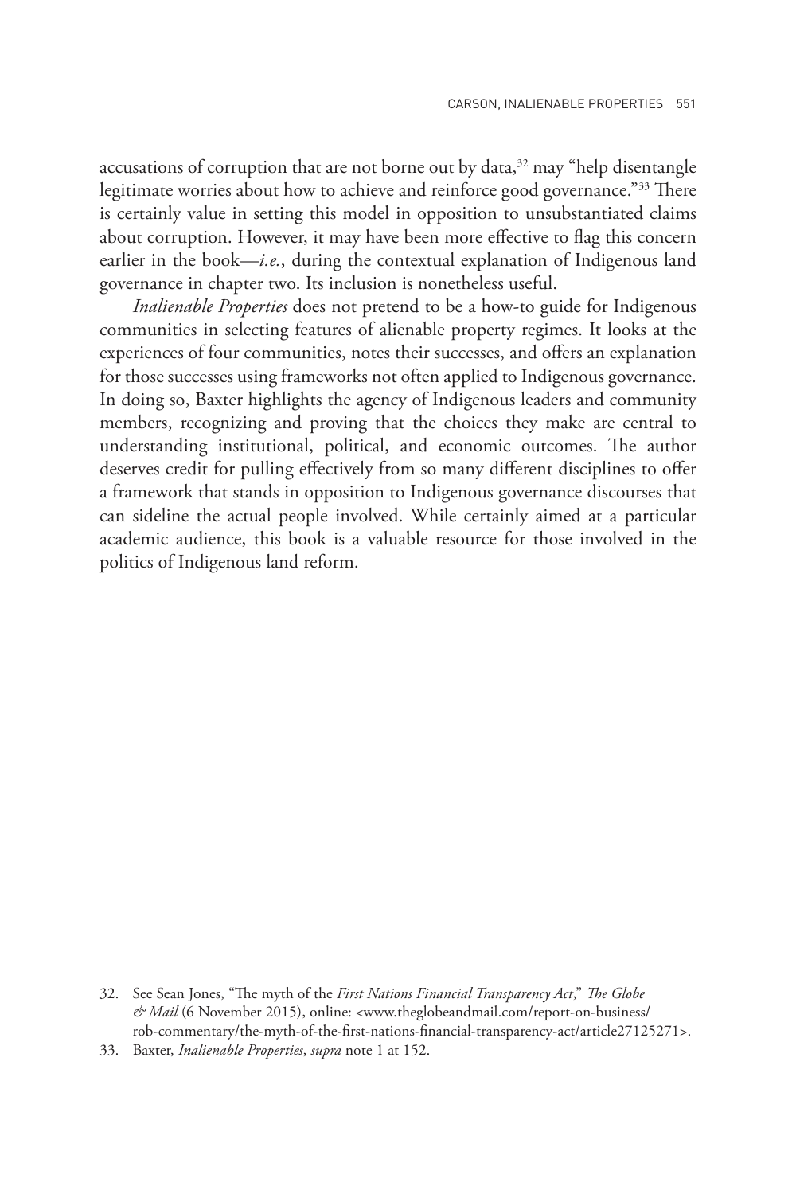accusations of corruption that are not borne out by data,[32] may "help disentangle legitimate worries about how to achieve and reinforce good governance."[33] There is certainly value in setting this model in opposition to unsubstantiated claims about corruption. However, it may have been more effective to flag this concern earlier in the book—*i.e.*, during the contextual explanation of Indigenous land governance in chapter two. Its inclusion is nonetheless useful.

*Inalienable Properties* does not pretend to be a how-to guide for Indigenous communities in selecting features of alienable property regimes. It looks at the experiences of four communities, notes their successes, and offers an explanation for those successes using frameworks not often applied to Indigenous governance. In doing so, Baxter highlights the agency of Indigenous leaders and community members, recognizing and proving that the choices they make are central to understanding institutional, political, and economic outcomes. The author deserves credit for pulling effectively from so many different disciplines to offer a framework that stands in opposition to Indigenous governance discourses that can sideline the actual people involved. While certainly aimed at a particular academic audience, this book is a valuable resource for those involved in the politics of Indigenous land reform.

---

32. See Sean Jones, "The myth of the *First Nations Financial Transparency Act*," *The Globe & Mail* (6 November 2015), online: <www.theglobeandmail.com/report-on-business/rob-commentary/the-myth-of-the-first-nations-financial-transparency-act/article27125271>.

33. Baxter, *Inalienable Properties*, *supra* note 1 at 152.